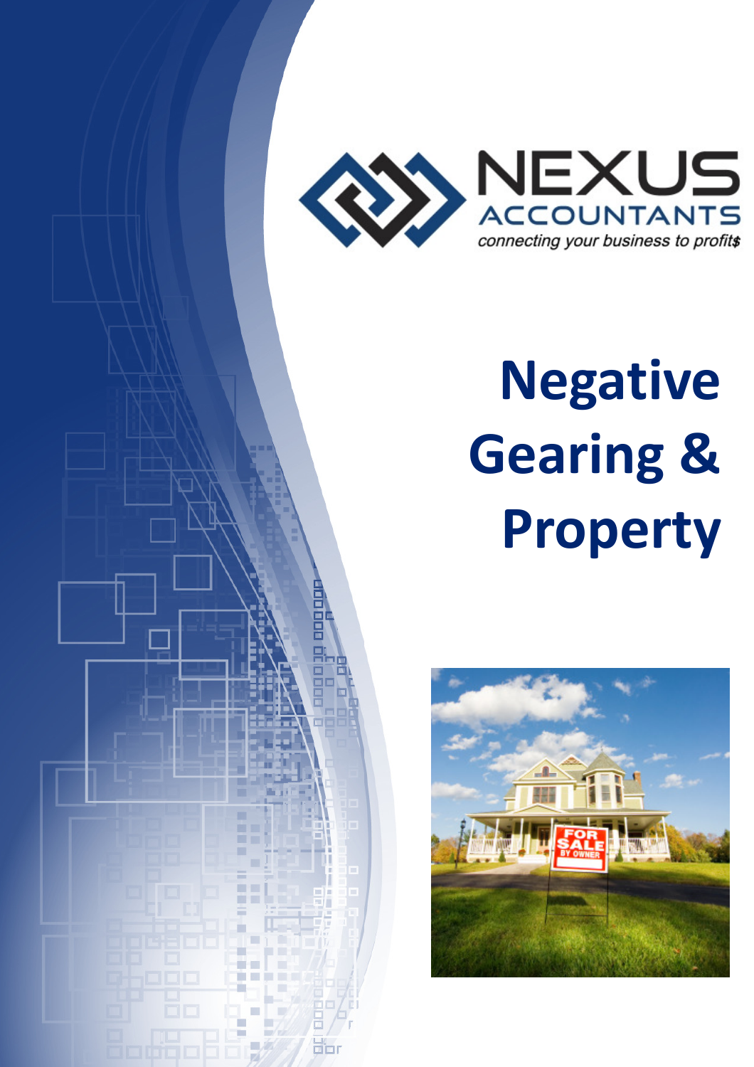NEXUS ACCOUNTANTS

*connecting your business to profit$*

# Negative Gearing & Property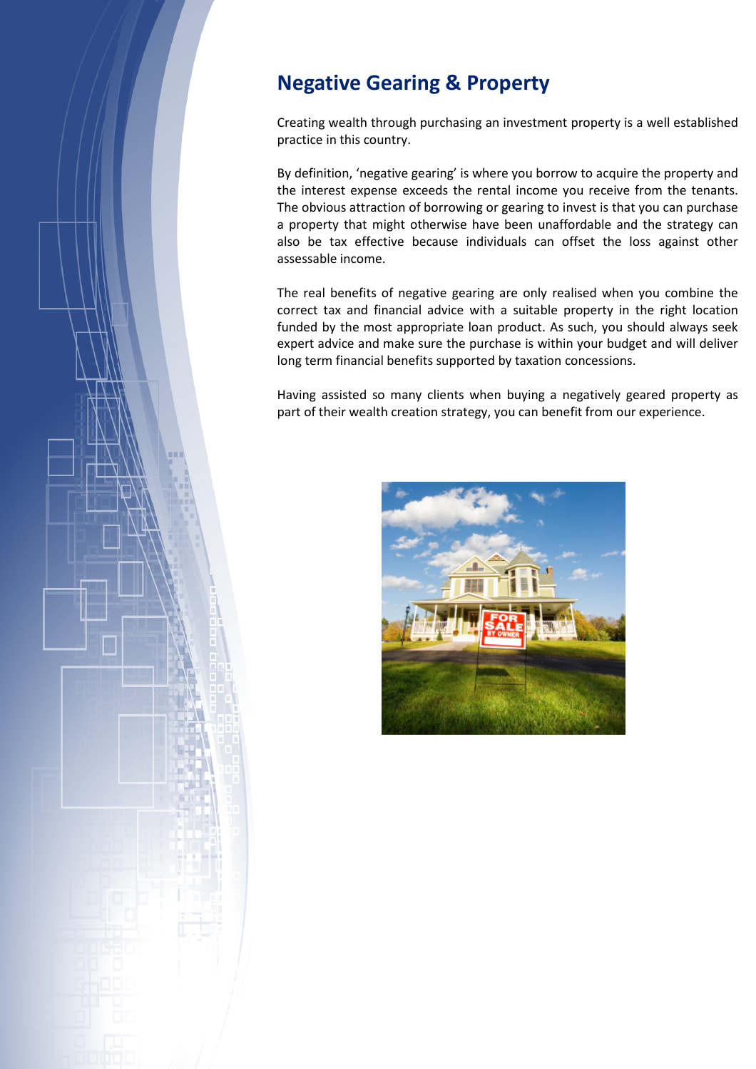# Negative Gearing & Property

Creating wealth through purchasing an investment property is a well established practice in this country.

By definition, 'negative gearing' is where you borrow to acquire the property and the interest expense exceeds the rental income you receive from the tenants. The obvious attraction of borrowing or gearing to invest is that you can purchase a property that might otherwise have been unaffordable and the strategy can also be tax effective because individuals can offset the loss against other assessable income.

The real benefits of negative gearing are only realised when you combine the correct tax and financial advice with a suitable property in the right location funded by the most appropriate loan product. As such, you should always seek expert advice and make sure the purchase is within your budget and will deliver long term financial benefits supported by taxation concessions.

Having assisted so many clients when buying a negatively geared property as part of their wealth creation strategy, you can benefit from our experience.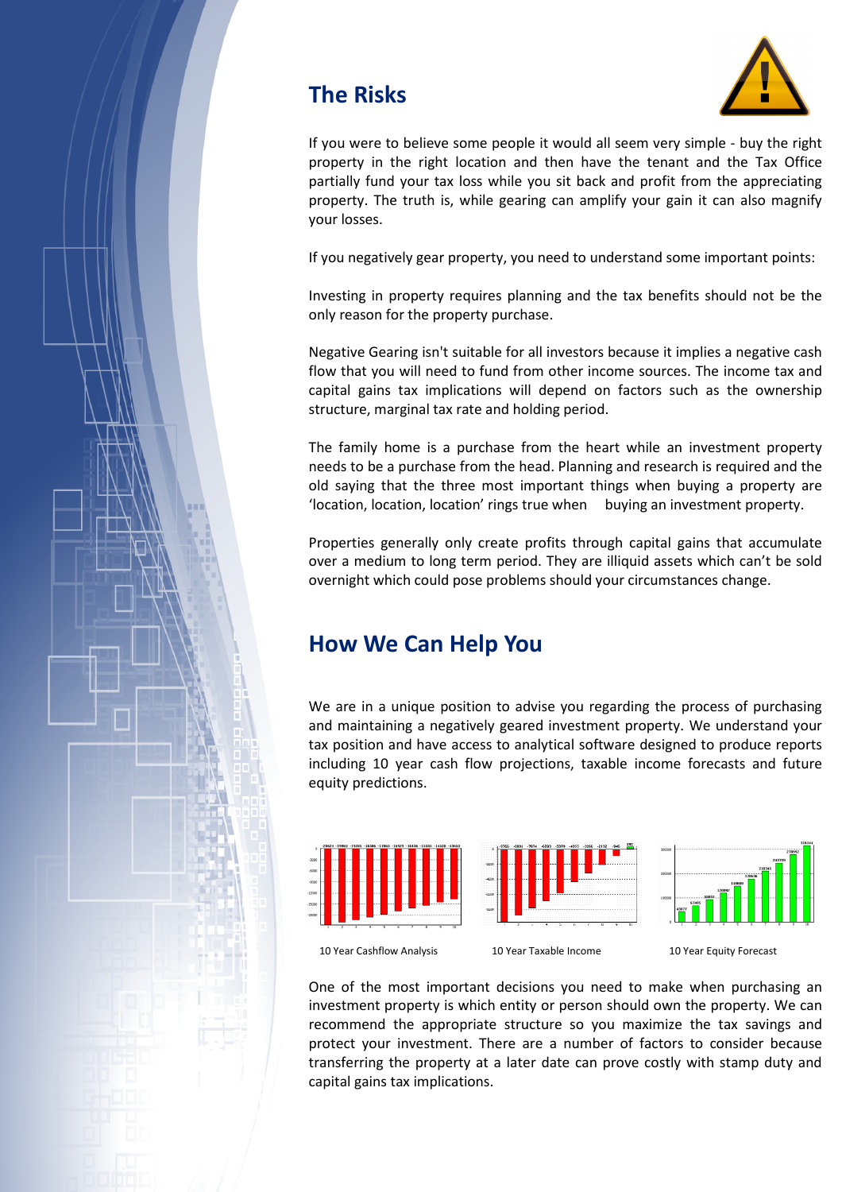## The Risks

If you were to believe some people it would all seem very simple - buy the right property in the right location and then have the tenant and the Tax Office partially fund your tax loss while you sit back and profit from the appreciating property. The truth is, while gearing can amplify your gain it can also magnify your losses.

If you negatively gear property, you need to understand some important points:

Investing in property requires planning and the tax benefits should not be the only reason for the property purchase.

Negative Gearing isn't suitable for all investors because it implies a negative cash flow that you will need to fund from other income sources. The income tax and capital gains tax implications will depend on factors such as the ownership structure, marginal tax rate and holding period.

The family home is a purchase from the heart while an investment property needs to be a purchase from the head. Planning and research is required and the old saying that the three most important things when buying a property are 'location, location, location' rings true when buying an investment property.

Properties generally only create profits through capital gains that accumulate over a medium to long term period. They are illiquid assets which can't be sold overnight which could pose problems should your circumstances change.

## How We Can Help You

We are in a unique position to advise you regarding the process of purchasing and maintaining a negatively geared investment property. We understand your tax position and have access to analytical software designed to produce reports including 10 year cash flow projections, taxable income forecasts and future equity predictions.

10 Year Cashflow Analysis

10 Year Taxable Income

10 Year Equity Forecast

One of the most important decisions you need to make when purchasing an investment property is which entity or person should own the property. We can recommend the appropriate structure so you maximize the tax savings and protect your investment. There are a number of factors to consider because transferring the property at a later date can prove costly with stamp duty and capital gains tax implications.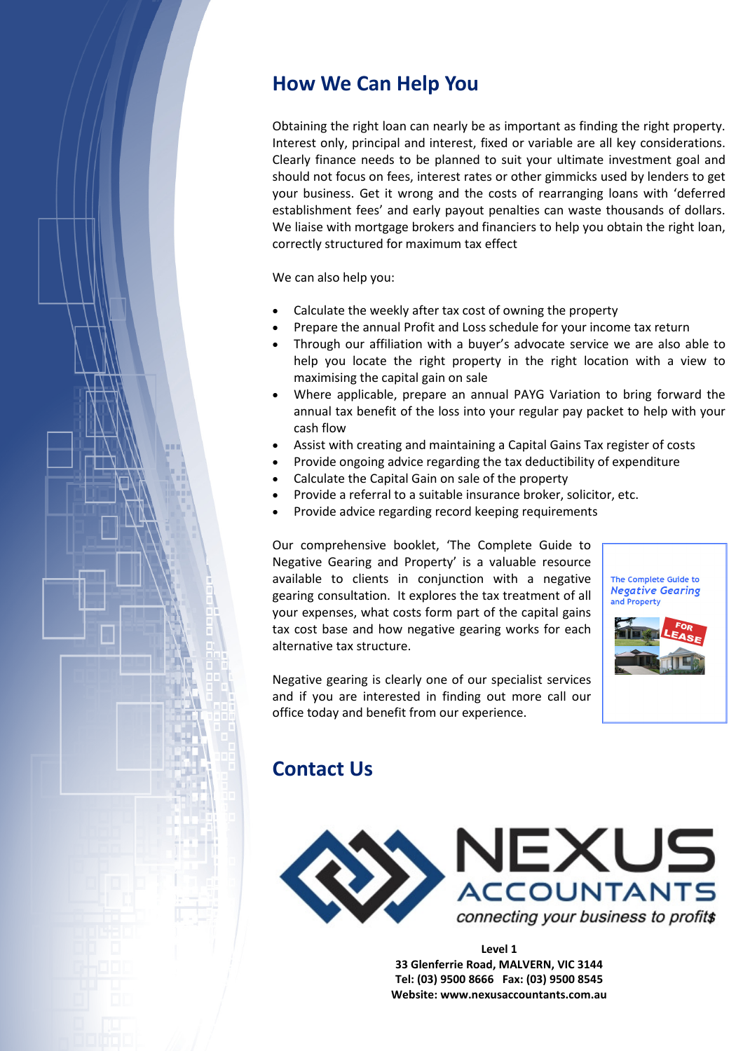## How We Can Help You

Obtaining the right loan can nearly be as important as finding the right property. Interest only, principal and interest, fixed or variable are all key considerations. Clearly finance needs to be planned to suit your ultimate investment goal and should not focus on fees, interest rates or other gimmicks used by lenders to get your business. Get it wrong and the costs of rearranging loans with 'deferred establishment fees' and early payout penalties can waste thousands of dollars. We liaise with mortgage brokers and financiers to help you obtain the right loan, correctly structured for maximum tax effect

We can also help you:

- Calculate the weekly after tax cost of owning the property
- Prepare the annual Profit and Loss schedule for your income tax return
- Through our affiliation with a buyer's advocate service we are also able to help you locate the right property in the right location with a view to maximising the capital gain on sale
- Where applicable, prepare an annual PAYG Variation to bring forward the annual tax benefit of the loss into your regular pay packet to help with your cash flow
- Assist with creating and maintaining a Capital Gains Tax register of costs
- Provide ongoing advice regarding the tax deductibility of expenditure
- Calculate the Capital Gain on sale of the property
- Provide a referral to a suitable insurance broker, solicitor, etc.
- Provide advice regarding record keeping requirements

Our comprehensive booklet, 'The Complete Guide to Negative Gearing and Property' is a valuable resource available to clients in conjunction with a negative gearing consultation. It explores the tax treatment of all your expenses, what costs form part of the capital gains tax cost base and how negative gearing works for each alternative tax structure.

The Complete Guide to *Negative Gearing* and Property

Negative gearing is clearly one of our specialist services and if you are interested in finding out more call our office today and benefit from our experience.

## Contact Us

NEXUS ACCOUNTANTS

*connecting your business to profit$*

**Level 1**
**33 Glenferrie Road, MALVERN, VIC 3144**
**Tel: (03) 9500 8666 Fax: (03) 9500 8545**
**Website: www.nexusaccountants.com.au**